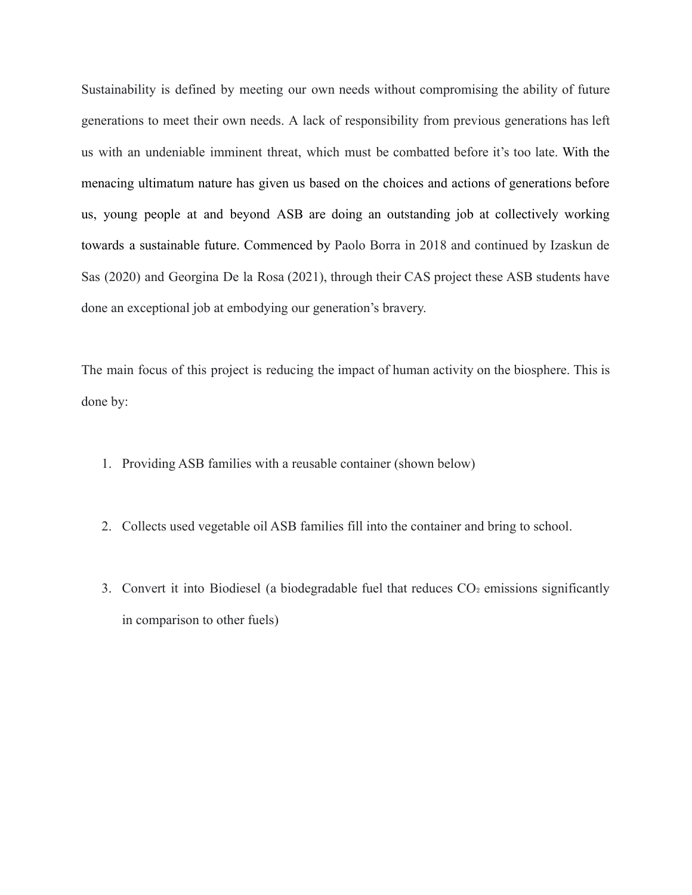Sustainability is defined by meeting our own needs without compromising the ability of future generations to meet their own needs. A lack of responsibility from previous generations has left us with an undeniable imminent threat, which must be combatted before it's too late. With the menacing ultimatum nature has given us based on the choices and actions of generations before us, young people at and beyond ASB are doing an outstanding job at collectively working towards a sustainable future. Commenced by Paolo Borra in 2018 and continued by Izaskun de Sas (2020) and Georgina De la Rosa (2021), through their CAS project these ASB students have done an exceptional job at embodying our generation's bravery.

The main focus of this project is reducing the impact of human activity on the biosphere. This is done by:

1. Providing ASB families with a reusable container (shown below)

2. Collects used vegetable oil ASB families fill into the container and bring to school.

3. Convert it into Biodiesel (a biodegradable fuel that reduces $CO_2$ emissions significantly in comparison to other fuels)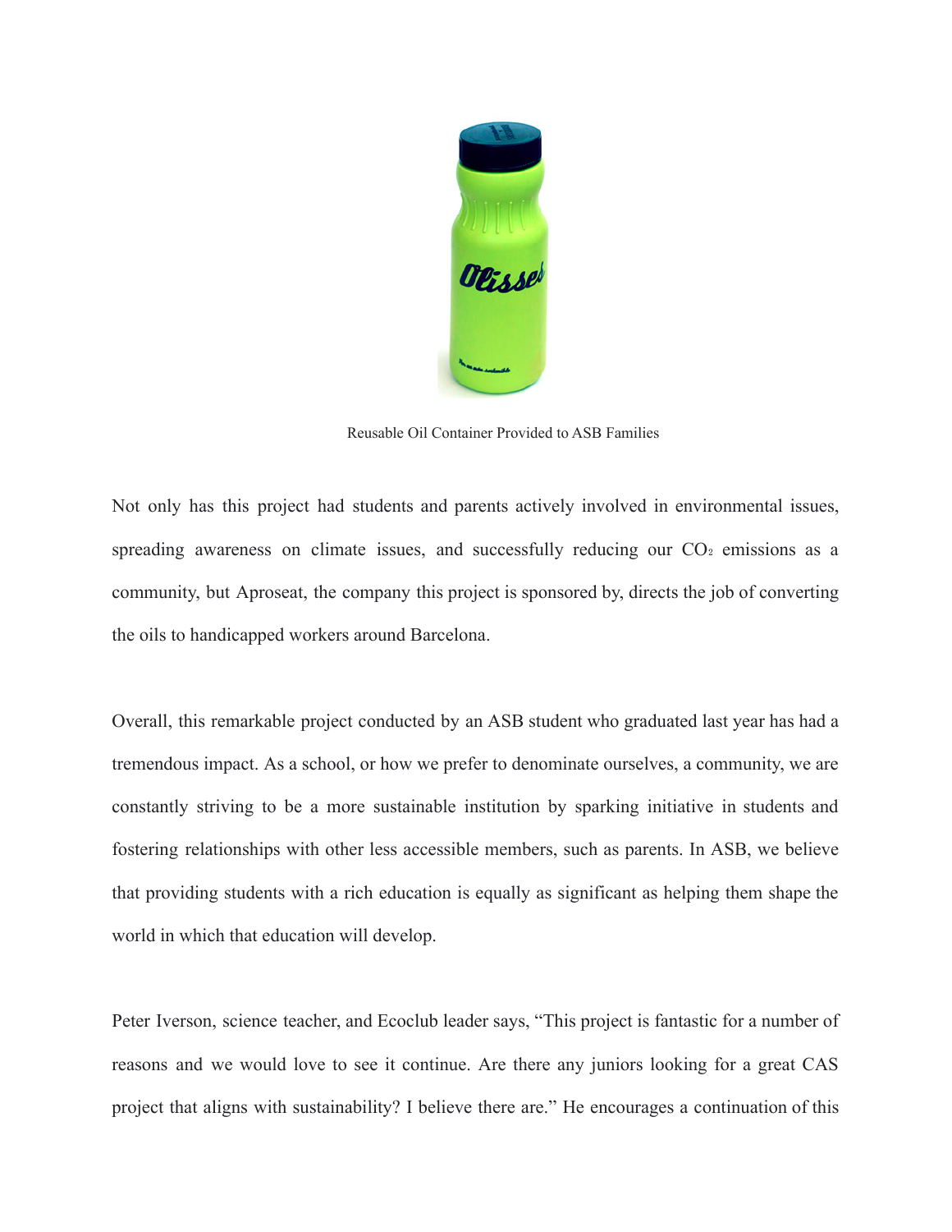Reusable Oil Container Provided to ASB Families

Not only has this project had students and parents actively involved in environmental issues, spreading awareness on climate issues, and successfully reducing our $CO_2$ emissions as a community, but Aproseat, the company this project is sponsored by, directs the job of converting the oils to handicapped workers around Barcelona.

Overall, this remarkable project conducted by an ASB student who graduated last year has had a tremendous impact. As a school, or how we prefer to denominate ourselves, a community, we are constantly striving to be a more sustainable institution by sparking initiative in students and fostering relationships with other less accessible members, such as parents. In ASB, we believe that providing students with a rich education is equally as significant as helping them shape the world in which that education will develop.

Peter Iverson, science teacher, and Ecoclub leader says, “This project is fantastic for a number of reasons and we would love to see it continue. Are there any juniors looking for a great CAS project that aligns with sustainability? I believe there are.” He encourages a continuation of this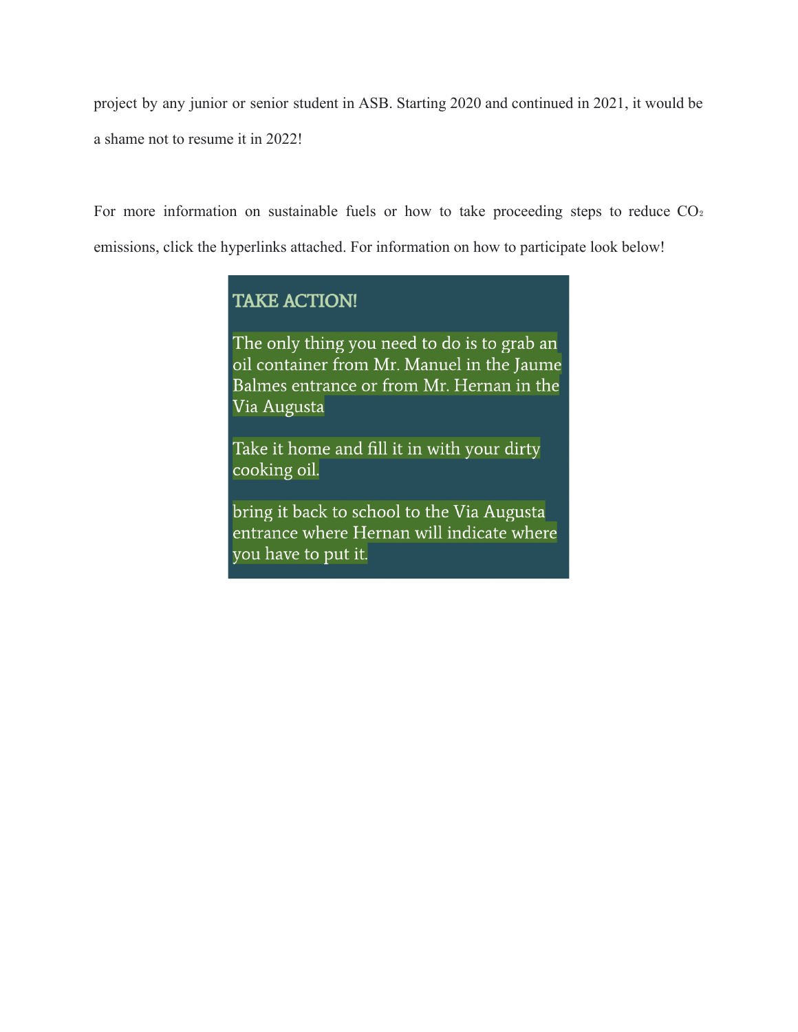project by any junior or senior student in ASB. Starting 2020 and continued in 2021, it would be a shame not to resume it in 2022!

For more information on sustainable fuels or how to take proceeding steps to reduce $CO_2$ emissions, click the hyperlinks attached. For information on how to participate look below!

### TAKE ACTION!

The only thing you need to do is to grab an oil container from Mr. Manuel in the Jaume Balmes entrance or from Mr. Hernan in the Via Augusta

Take it home and fill it in with your dirty cooking oil.

bring it back to school to the Via Augusta entrance where Hernan will indicate where you have to put it.